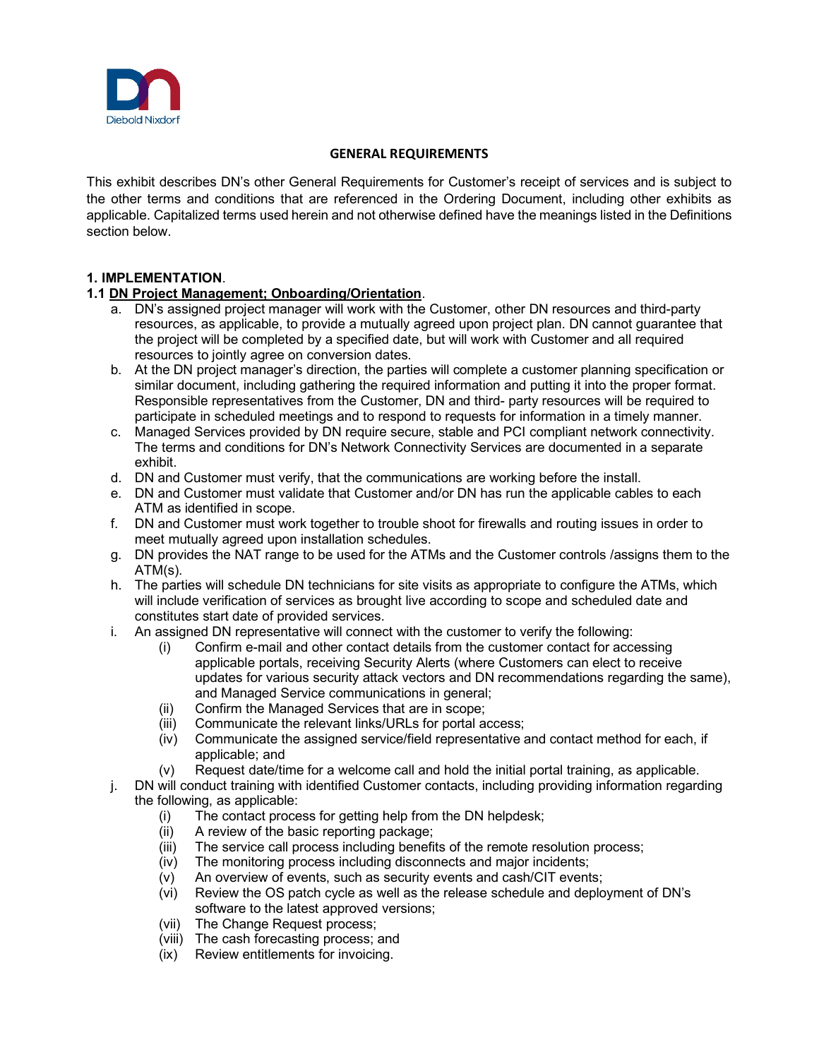## GENERAL REQUIREMENTS

This exhibit describes DN's other General Requirements for Customer's receipt of services and is subject to the other terms and conditions that are referenced in the Ordering Document, including other exhibits as applicable. Capitalized terms used herein and not otherwise defined have the meanings listed in the Definitions section below.

### 1. IMPLEMENTATION.

**1.1 <u>DN Project Management; Onboarding/Orientation</u>.**

a. DN's assigned project manager will work with the Customer, other DN resources and third-party resources, as applicable, to provide a mutually agreed upon project plan. DN cannot guarantee that the project will be completed by a specified date, but will work with Customer and all required resources to jointly agree on conversion dates.

b. At the DN project manager's direction, the parties will complete a customer planning specification or similar document, including gathering the required information and putting it into the proper format. Responsible representatives from the Customer, DN and third- party resources will be required to participate in scheduled meetings and to respond to requests for information in a timely manner.

c. Managed Services provided by DN require secure, stable and PCI compliant network connectivity. The terms and conditions for DN's Network Connectivity Services are documented in a separate exhibit.

d. DN and Customer must verify, that the communications are working before the install.

e. DN and Customer must validate that Customer and/or DN has run the applicable cables to each ATM as identified in scope.

f. DN and Customer must work together to trouble shoot for firewalls and routing issues in order to meet mutually agreed upon installation schedules.

g. DN provides the NAT range to be used for the ATMs and the Customer controls /assigns them to the ATM(s).

h. The parties will schedule DN technicians for site visits as appropriate to configure the ATMs, which will include verification of services as brought live according to scope and scheduled date and constitutes start date of provided services.

i. An assigned DN representative will connect with the customer to verify the following:
   - (i) Confirm e-mail and other contact details from the customer contact for accessing applicable portals, receiving Security Alerts (where Customers can elect to receive updates for various security attack vectors and DN recommendations regarding the same), and Managed Service communications in general;
   - (ii) Confirm the Managed Services that are in scope;
   - (iii) Communicate the relevant links/URLs for portal access;
   - (iv) Communicate the assigned service/field representative and contact method for each, if applicable; and
   - (v) Request date/time for a welcome call and hold the initial portal training, as applicable.

j. DN will conduct training with identified Customer contacts, including providing information regarding the following, as applicable:
   - (i) The contact process for getting help from the DN helpdesk;
   - (ii) A review of the basic reporting package;
   - (iii) The service call process including benefits of the remote resolution process;
   - (iv) The monitoring process including disconnects and major incidents;
   - (v) An overview of events, such as security events and cash/CIT events;
   - (vi) Review the OS patch cycle as well as the release schedule and deployment of DN's software to the latest approved versions;
   - (vii) The Change Request process;
   - (viii) The cash forecasting process; and
   - (ix) Review entitlements for invoicing.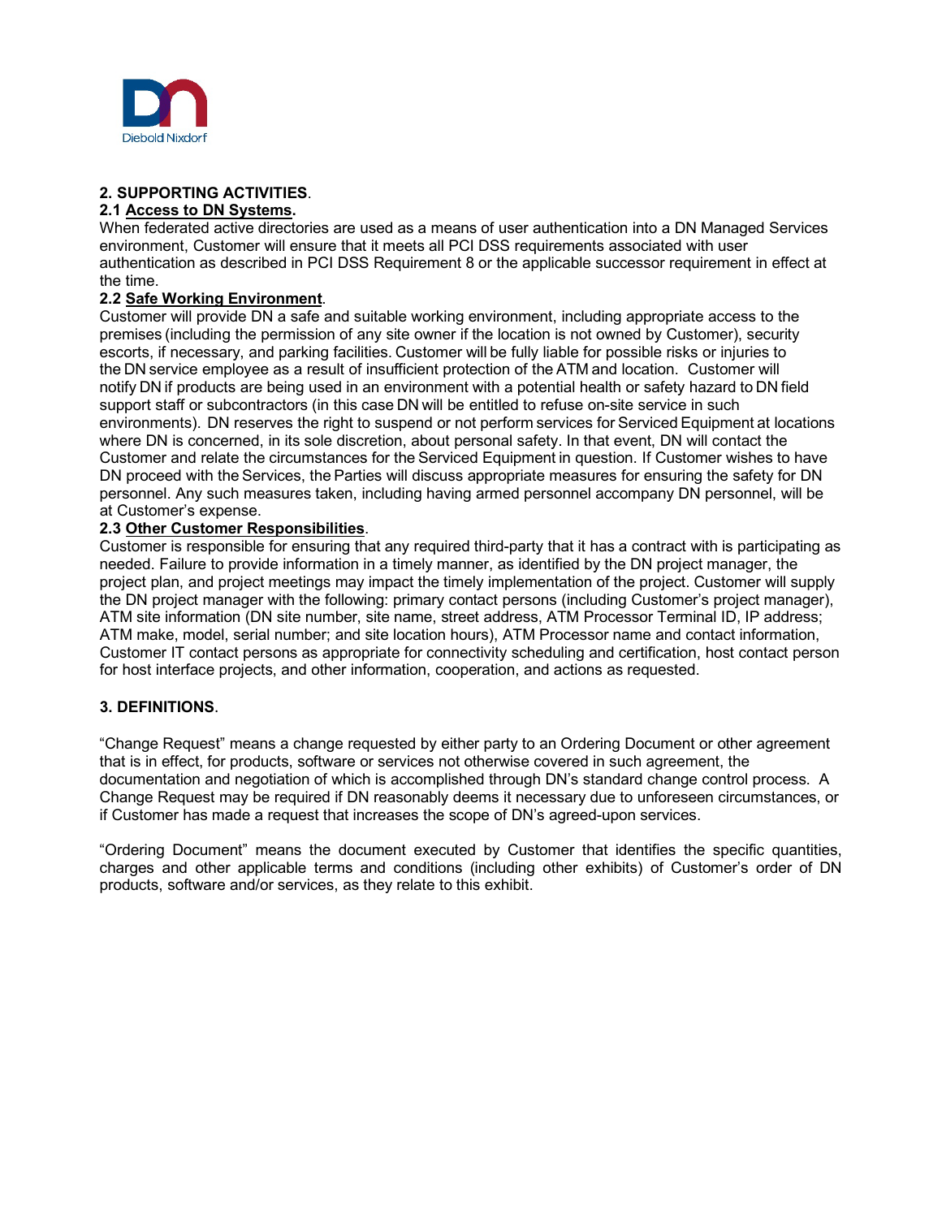**2. SUPPORTING ACTIVITIES**.

**2.1 Access to DN Systems.**

When federated active directories are used as a means of user authentication into a DN Managed Services environment, Customer will ensure that it meets all PCI DSS requirements associated with user authentication as described in PCI DSS Requirement 8 or the applicable successor requirement in effect at the time.

**2.2 Safe Working Environment**.

Customer will provide DN a safe and suitable working environment, including appropriate access to the premises (including the permission of any site owner if the location is not owned by Customer), security escorts, if necessary, and parking facilities. Customer will be fully liable for possible risks or injuries to the DN service employee as a result of insufficient protection of the ATM and location. Customer will notify DN if products are being used in an environment with a potential health or safety hazard to DN field support staff or subcontractors (in this case DN will be entitled to refuse on-site service in such environments). DN reserves the right to suspend or not perform services for Serviced Equipment at locations where DN is concerned, in its sole discretion, about personal safety. In that event, DN will contact the Customer and relate the circumstances for the Serviced Equipment in question. If Customer wishes to have DN proceed with the Services, the Parties will discuss appropriate measures for ensuring the safety for DN personnel. Any such measures taken, including having armed personnel accompany DN personnel, will be at Customer's expense.

**2.3 Other Customer Responsibilities**.

Customer is responsible for ensuring that any required third-party that it has a contract with is participating as needed. Failure to provide information in a timely manner, as identified by the DN project manager, the project plan, and project meetings may impact the timely implementation of the project. Customer will supply the DN project manager with the following: primary contact persons (including Customer's project manager), ATM site information (DN site number, site name, street address, ATM Processor Terminal ID, IP address; ATM make, model, serial number; and site location hours), ATM Processor name and contact information, Customer IT contact persons as appropriate for connectivity scheduling and certification, host contact person for host interface projects, and other information, cooperation, and actions as requested.

**3. DEFINITIONS**.

"Change Request" means a change requested by either party to an Ordering Document or other agreement that is in effect, for products, software or services not otherwise covered in such agreement, the documentation and negotiation of which is accomplished through DN's standard change control process. A Change Request may be required if DN reasonably deems it necessary due to unforeseen circumstances, or if Customer has made a request that increases the scope of DN's agreed-upon services.

"Ordering Document" means the document executed by Customer that identifies the specific quantities, charges and other applicable terms and conditions (including other exhibits) of Customer's order of DN products, software and/or services, as they relate to this exhibit.